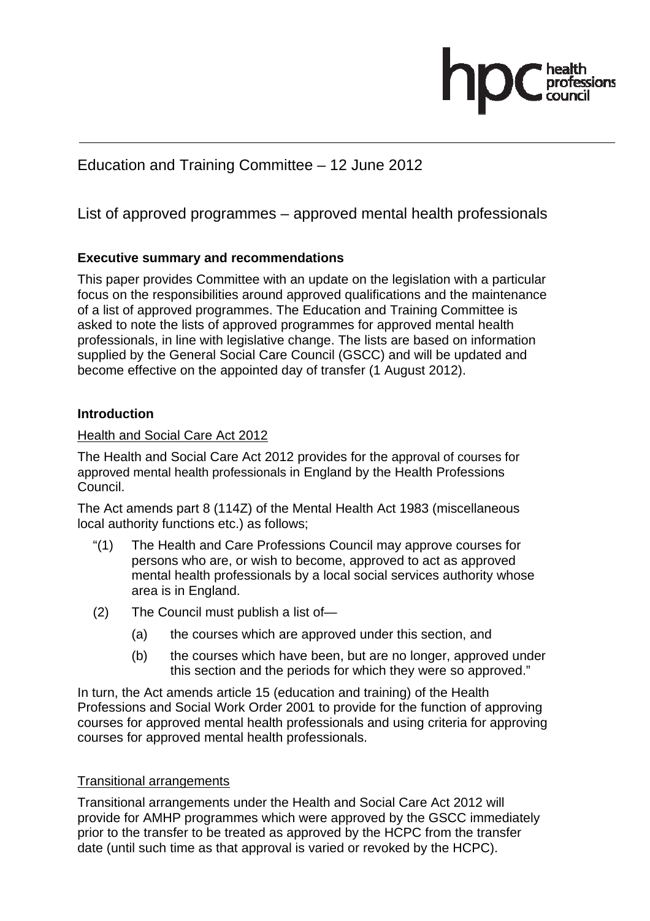# Education and Training Committee – 12 June 2012

## List of approved programmes – approved mental health professionals

### Executive summary and recommendations

This paper provides Committee with an update on the legislation with a particular focus on the responsibilities around approved qualifications and the maintenance of a list of approved programmes. The Education and Training Committee is asked to note the lists of approved programmes for approved mental health professionals, in line with legislative change. The lists are based on information supplied by the General Social Care Council (GSCC) and will be updated and become effective on the appointed day of transfer (1 August 2012).

### Introduction

Health and Social Care Act 2012

The Health and Social Care Act 2012 provides for the approval of courses for approved mental health professionals in England by the Health Professions Council.

The Act amends part 8 (114Z) of the Mental Health Act 1983 (miscellaneous local authority functions etc.) as follows;

"(1) The Health and Care Professions Council may approve courses for persons who are, or wish to become, approved to act as approved mental health professionals by a local social services authority whose area is in England.

(2) The Council must publish a list of—

(a) the courses which are approved under this section, and

(b) the courses which have been, but are no longer, approved under this section and the periods for which they were so approved."

In turn, the Act amends article 15 (education and training) of the Health Professions and Social Work Order 2001 to provide for the function of approving courses for approved mental health professionals and using criteria for approving courses for approved mental health professionals.

Transitional arrangements

Transitional arrangements under the Health and Social Care Act 2012 will provide for AMHP programmes which were approved by the GSCC immediately prior to the transfer to be treated as approved by the HCPC from the transfer date (until such time as that approval is varied or revoked by the HCPC).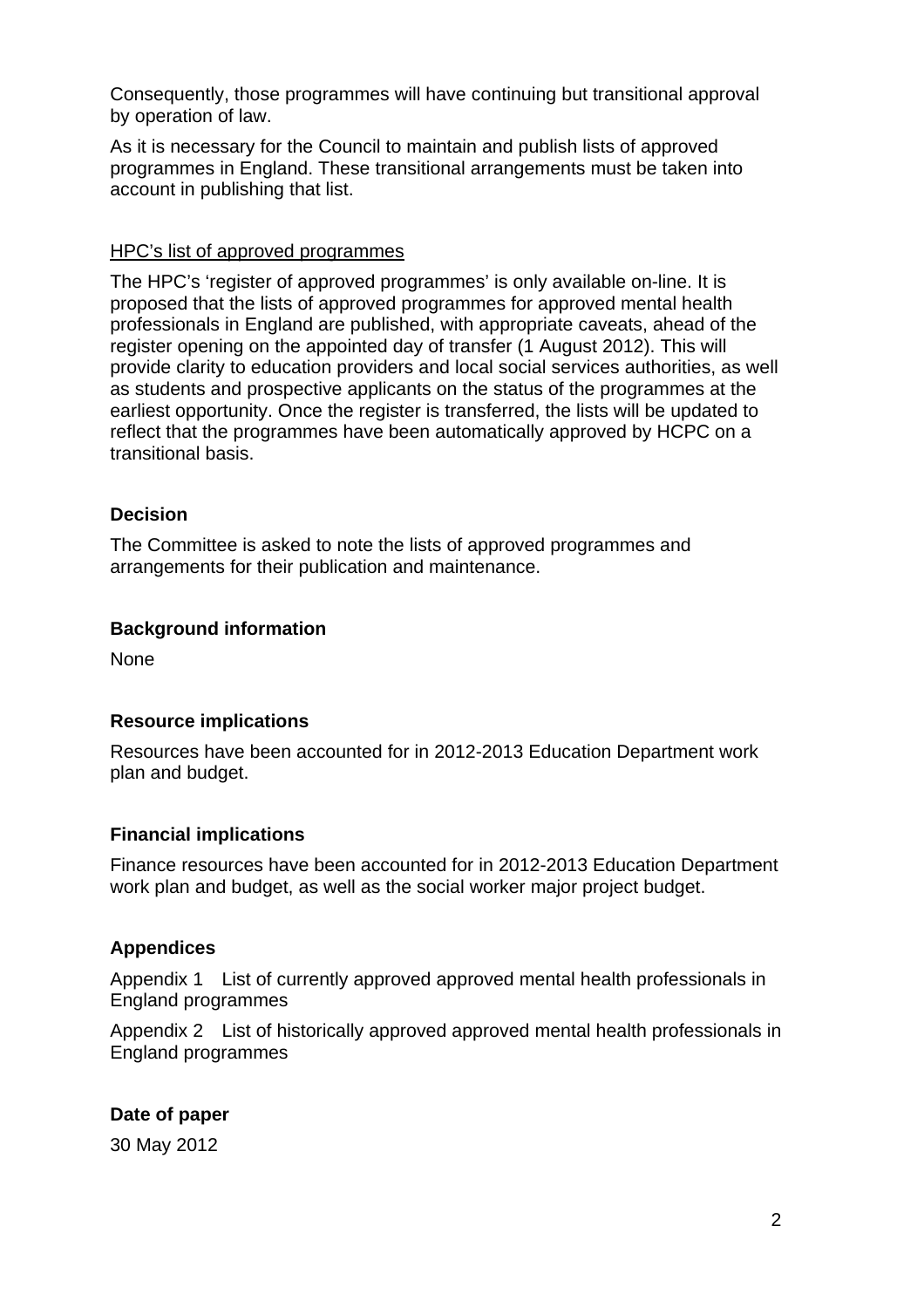Consequently, those programmes will have continuing but transitional approval by operation of law.

As it is necessary for the Council to maintain and publish lists of approved programmes in England. These transitional arrangements must be taken into account in publishing that list.

<u>HPC's list of approved programmes</u>

The HPC's 'register of approved programmes' is only available on-line. It is proposed that the lists of approved programmes for approved mental health professionals in England are published, with appropriate caveats, ahead of the register opening on the appointed day of transfer (1 August 2012). This will provide clarity to education providers and local social services authorities, as well as students and prospective applicants on the status of the programmes at the earliest opportunity. Once the register is transferred, the lists will be updated to reflect that the programmes have been automatically approved by HCPC on a transitional basis.

**Decision**

The Committee is asked to note the lists of approved programmes and arrangements for their publication and maintenance.

**Background information**

None

**Resource implications**

Resources have been accounted for in 2012-2013 Education Department work plan and budget.

**Financial implications**

Finance resources have been accounted for in 2012-2013 Education Department work plan and budget, as well as the social worker major project budget.

**Appendices**

Appendix 1 List of currently approved approved mental health professionals in England programmes

Appendix 2 List of historically approved approved mental health professionals in England programmes

**Date of paper**

30 May 2012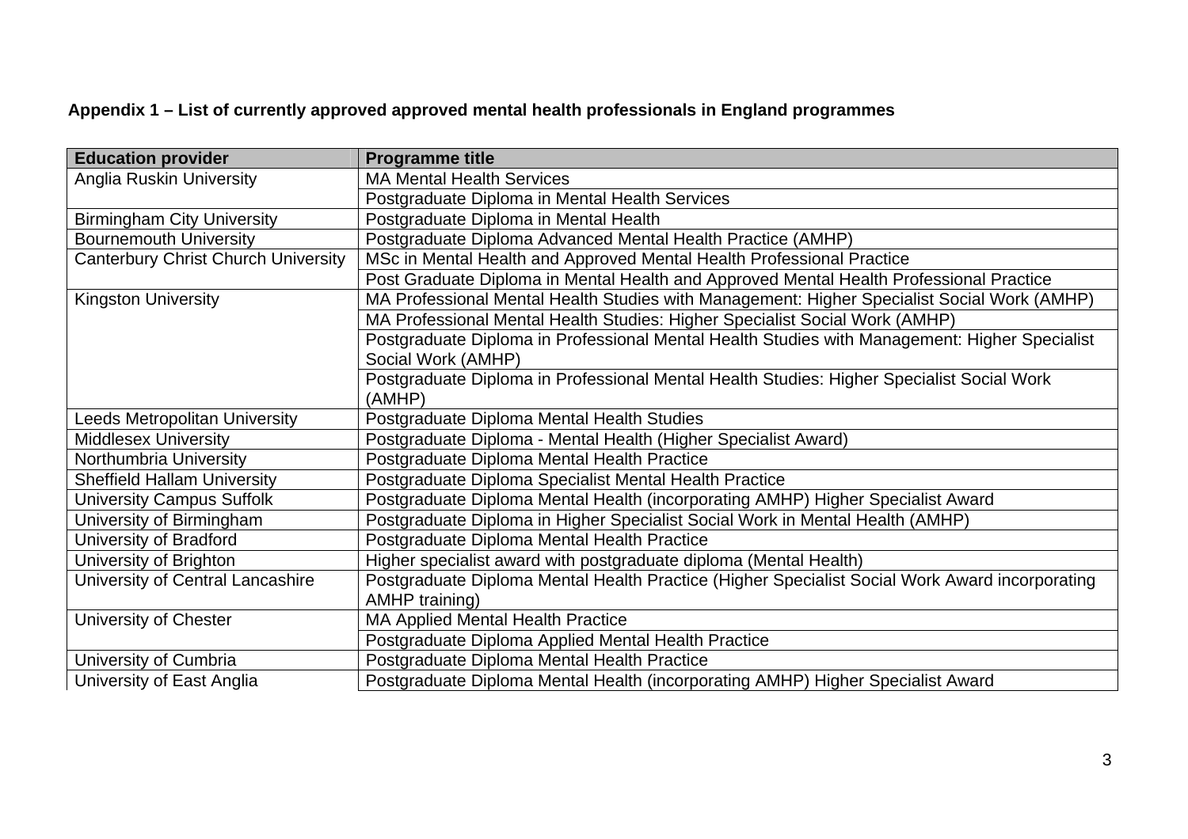**Appendix 1 – List of currently approved approved mental health professionals in England programmes**

| Education provider | Programme title |
| --- | --- |
| Anglia Ruskin University | MA Mental Health Services |
| | Postgraduate Diploma in Mental Health Services |
| Birmingham City University | Postgraduate Diploma in Mental Health |
| Bournemouth University | Postgraduate Diploma Advanced Mental Health Practice (AMHP) |
| Canterbury Christ Church University | MSc in Mental Health and Approved Mental Health Professional Practice |
| | Post Graduate Diploma in Mental Health and Approved Mental Health Professional Practice |
| Kingston University | MA Professional Mental Health Studies with Management: Higher Specialist Social Work (AMHP) |
| | MA Professional Mental Health Studies: Higher Specialist Social Work (AMHP) |
| | Postgraduate Diploma in Professional Mental Health Studies with Management: Higher Specialist Social Work (AMHP) |
| | Postgraduate Diploma in Professional Mental Health Studies: Higher Specialist Social Work (AMHP) |
| Leeds Metropolitan University | Postgraduate Diploma Mental Health Studies |
| Middlesex University | Postgraduate Diploma - Mental Health (Higher Specialist Award) |
| Northumbria University | Postgraduate Diploma Mental Health Practice |
| Sheffield Hallam University | Postgraduate Diploma Specialist Mental Health Practice |
| University Campus Suffolk | Postgraduate Diploma Mental Health (incorporating AMHP) Higher Specialist Award |
| University of Birmingham | Postgraduate Diploma in Higher Specialist Social Work in Mental Health (AMHP) |
| University of Bradford | Postgraduate Diploma Mental Health Practice |
| University of Brighton | Higher specialist award with postgraduate diploma (Mental Health) |
| University of Central Lancashire | Postgraduate Diploma Mental Health Practice (Higher Specialist Social Work Award incorporating AMHP training) |
| University of Chester | MA Applied Mental Health Practice |
| | Postgraduate Diploma Applied Mental Health Practice |
| University of Cumbria | Postgraduate Diploma Mental Health Practice |
| University of East Anglia | Postgraduate Diploma Mental Health (incorporating AMHP) Higher Specialist Award |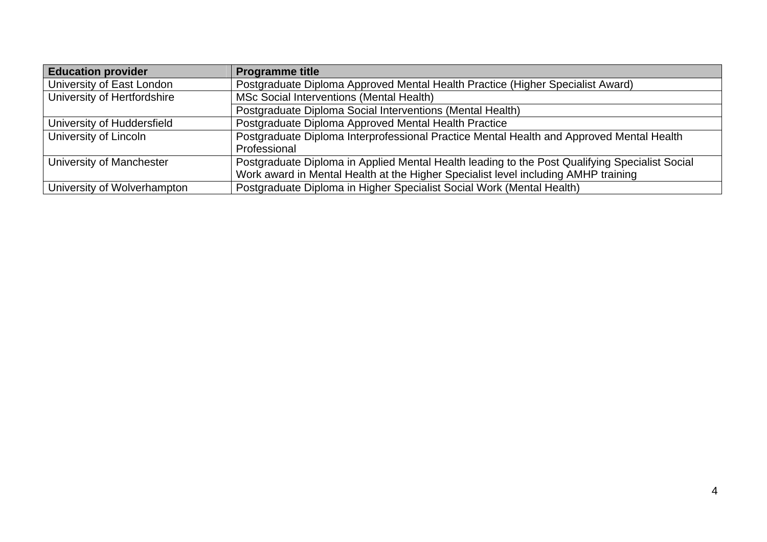| Education provider | Programme title |
|---|---|
| University of East London | Postgraduate Diploma Approved Mental Health Practice (Higher Specialist Award) |
| University of Hertfordshire | MSc Social Interventions (Mental Health) |
| | Postgraduate Diploma Social Interventions (Mental Health) |
| University of Huddersfield | Postgraduate Diploma Approved Mental Health Practice |
| University of Lincoln | Postgraduate Diploma Interprofessional Practice Mental Health and Approved Mental Health Professional |
| University of Manchester | Postgraduate Diploma in Applied Mental Health leading to the Post Qualifying Specialist Social Work award in Mental Health at the Higher Specialist level including AMHP training |
| University of Wolverhampton | Postgraduate Diploma in Higher Specialist Social Work (Mental Health) |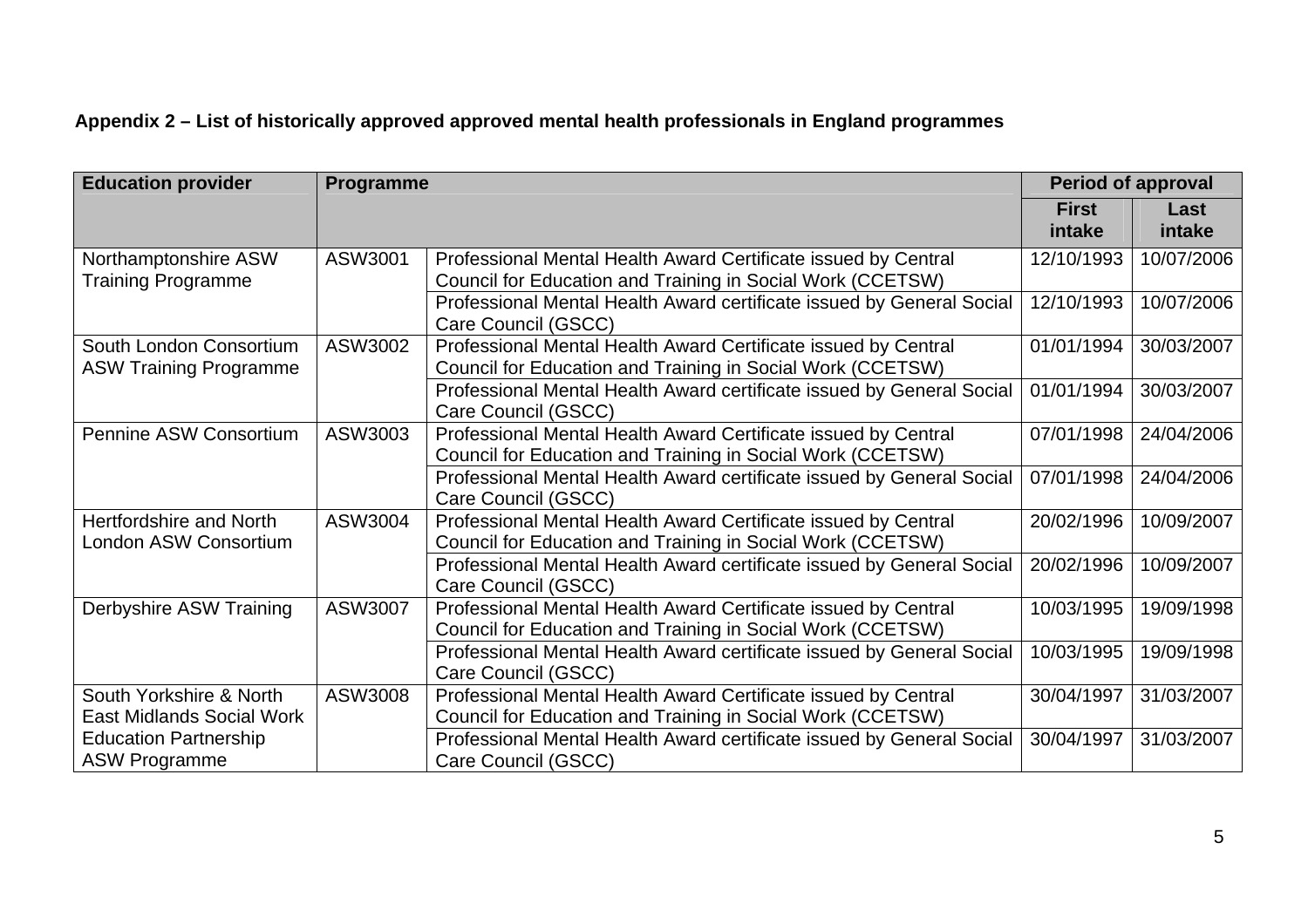**Appendix 2 – List of historically approved approved mental health professionals in England programmes**

| Education provider | Programme | | Period of approval | |
|---|---|---|---|---|
| | | | First intake | Last intake |
| Northamptonshire ASW Training Programme | ASW3001 | Professional Mental Health Award Certificate issued by Central Council for Education and Training in Social Work (CCETSW) | 12/10/1993 | 10/07/2006 |
| | | Professional Mental Health Award certificate issued by General Social Care Council (GSCC) | 12/10/1993 | 10/07/2006 |
| South London Consortium ASW Training Programme | ASW3002 | Professional Mental Health Award Certificate issued by Central Council for Education and Training in Social Work (CCETSW) | 01/01/1994 | 30/03/2007 |
| | | Professional Mental Health Award certificate issued by General Social Care Council (GSCC) | 01/01/1994 | 30/03/2007 |
| Pennine ASW Consortium | ASW3003 | Professional Mental Health Award Certificate issued by Central Council for Education and Training in Social Work (CCETSW) | 07/01/1998 | 24/04/2006 |
| | | Professional Mental Health Award certificate issued by General Social Care Council (GSCC) | 07/01/1998 | 24/04/2006 |
| Hertfordshire and North London ASW Consortium | ASW3004 | Professional Mental Health Award Certificate issued by Central Council for Education and Training in Social Work (CCETSW) | 20/02/1996 | 10/09/2007 |
| | | Professional Mental Health Award certificate issued by General Social Care Council (GSCC) | 20/02/1996 | 10/09/2007 |
| Derbyshire ASW Training | ASW3007 | Professional Mental Health Award Certificate issued by Central Council for Education and Training in Social Work (CCETSW) | 10/03/1995 | 19/09/1998 |
| | | Professional Mental Health Award certificate issued by General Social Care Council (GSCC) | 10/03/1995 | 19/09/1998 |
| South Yorkshire & North East Midlands Social Work Education Partnership ASW Programme | ASW3008 | Professional Mental Health Award Certificate issued by Central Council for Education and Training in Social Work (CCETSW) | 30/04/1997 | 31/03/2007 |
| | | Professional Mental Health Award certificate issued by General Social Care Council (GSCC) | 30/04/1997 | 31/03/2007 |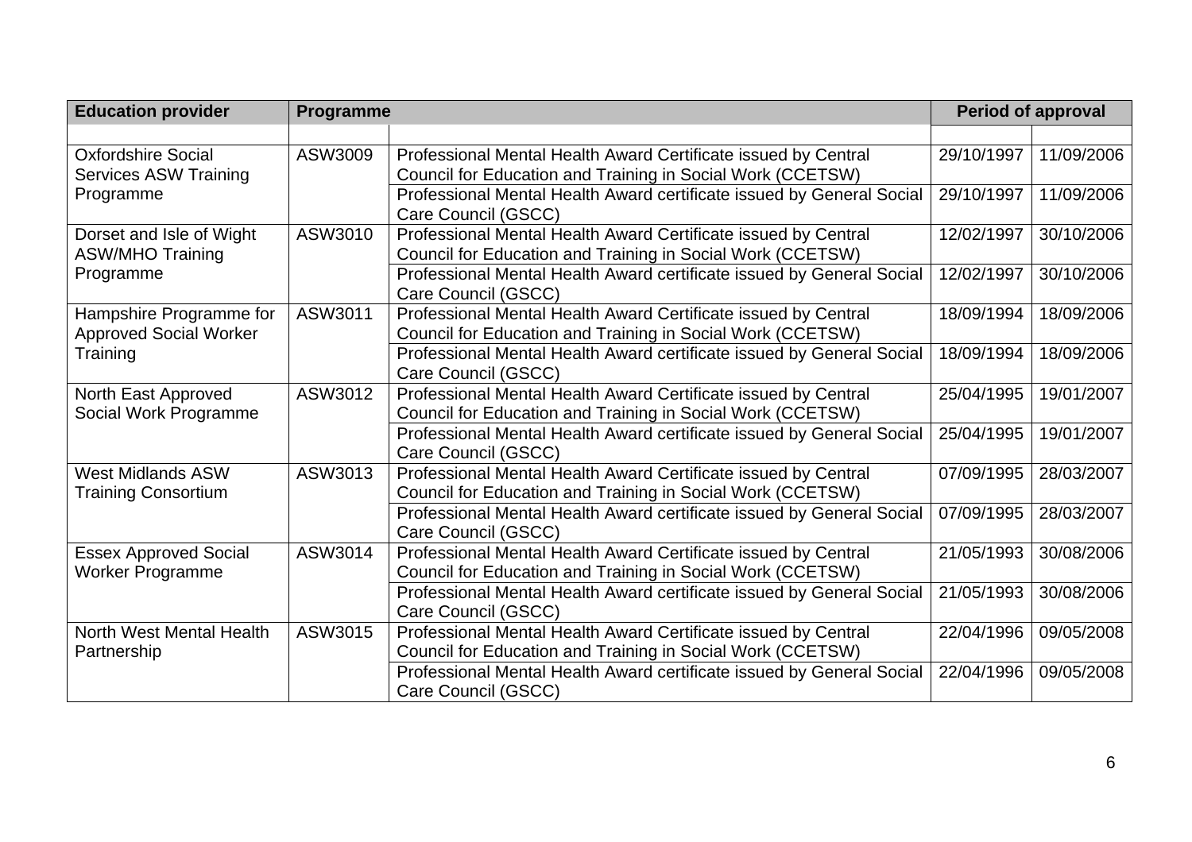| Education provider | Programme | | Period of approval | |
|---|---|---|---|---|
| | | | | |
| Oxfordshire Social Services ASW Training Programme | ASW3009 | Professional Mental Health Award Certificate issued by Central Council for Education and Training in Social Work (CCETSW) | 29/10/1997 | 11/09/2006 |
| | | Professional Mental Health Award certificate issued by General Social Care Council (GSCC) | 29/10/1997 | 11/09/2006 |
| Dorset and Isle of Wight ASW/MHO Training Programme | ASW3010 | Professional Mental Health Award Certificate issued by Central Council for Education and Training in Social Work (CCETSW) | 12/02/1997 | 30/10/2006 |
| | | Professional Mental Health Award certificate issued by General Social Care Council (GSCC) | 12/02/1997 | 30/10/2006 |
| Hampshire Programme for Approved Social Worker Training | ASW3011 | Professional Mental Health Award Certificate issued by Central Council for Education and Training in Social Work (CCETSW) | 18/09/1994 | 18/09/2006 |
| | | Professional Mental Health Award certificate issued by General Social Care Council (GSCC) | 18/09/1994 | 18/09/2006 |
| North East Approved Social Work Programme | ASW3012 | Professional Mental Health Award Certificate issued by Central Council for Education and Training in Social Work (CCETSW) | 25/04/1995 | 19/01/2007 |
| | | Professional Mental Health Award certificate issued by General Social Care Council (GSCC) | 25/04/1995 | 19/01/2007 |
| West Midlands ASW Training Consortium | ASW3013 | Professional Mental Health Award Certificate issued by Central Council for Education and Training in Social Work (CCETSW) | 07/09/1995 | 28/03/2007 |
| | | Professional Mental Health Award certificate issued by General Social Care Council (GSCC) | 07/09/1995 | 28/03/2007 |
| Essex Approved Social Worker Programme | ASW3014 | Professional Mental Health Award Certificate issued by Central Council for Education and Training in Social Work (CCETSW) | 21/05/1993 | 30/08/2006 |
| | | Professional Mental Health Award certificate issued by General Social Care Council (GSCC) | 21/05/1993 | 30/08/2006 |
| North West Mental Health Partnership | ASW3015 | Professional Mental Health Award Certificate issued by Central Council for Education and Training in Social Work (CCETSW) | 22/04/1996 | 09/05/2008 |
| | | Professional Mental Health Award certificate issued by General Social Care Council (GSCC) | 22/04/1996 | 09/05/2008 |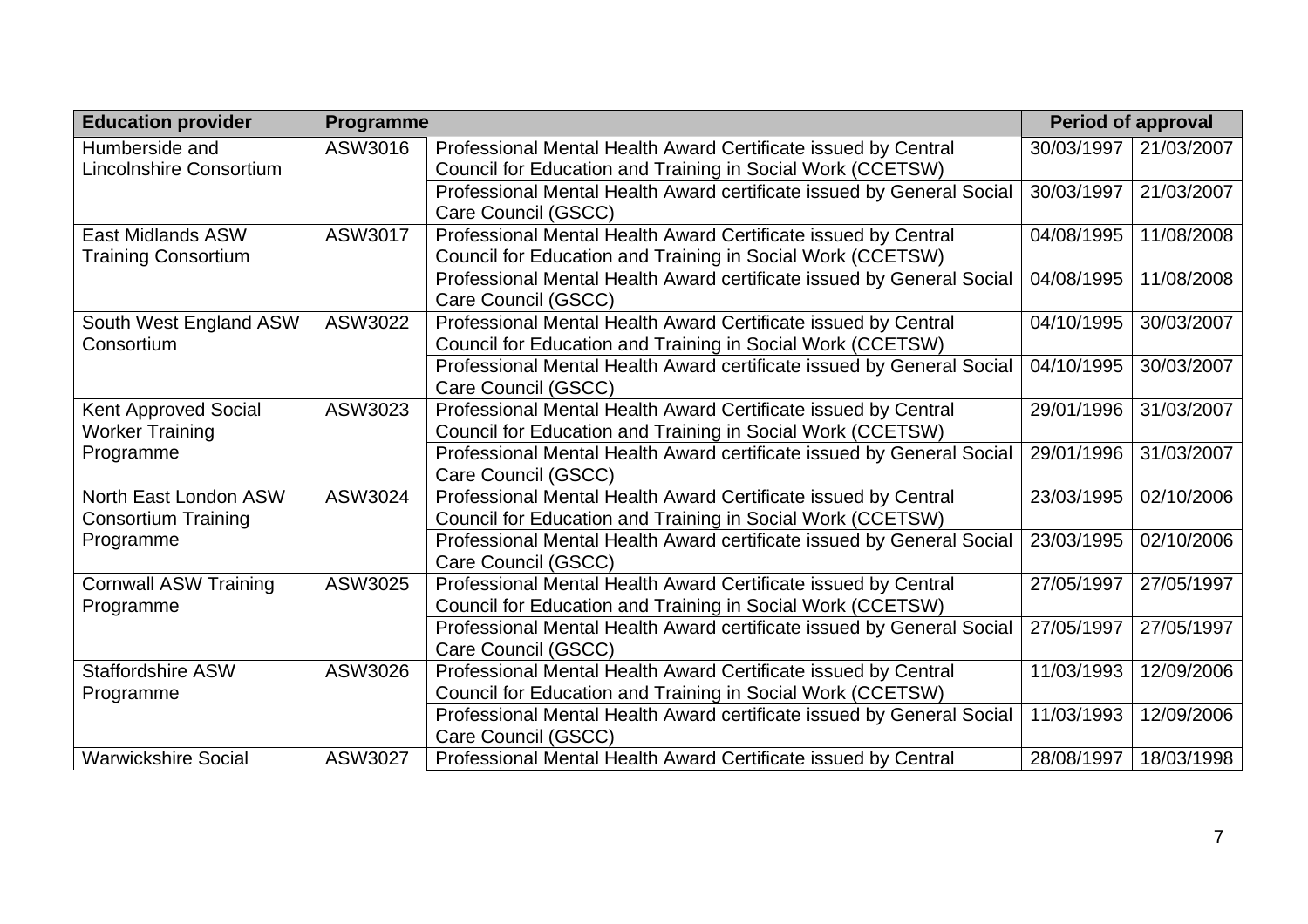| Education provider | Programme | | Period of approval | |
|---|---|---|---|---|
| Humberside and Lincolnshire Consortium | ASW3016 | Professional Mental Health Award Certificate issued by Central Council for Education and Training in Social Work (CCETSW) | 30/03/1997 | 21/03/2007 |
| | | Professional Mental Health Award certificate issued by General Social Care Council (GSCC) | 30/03/1997 | 21/03/2007 |
| East Midlands ASW Training Consortium | ASW3017 | Professional Mental Health Award Certificate issued by Central Council for Education and Training in Social Work (CCETSW) | 04/08/1995 | 11/08/2008 |
| | | Professional Mental Health Award certificate issued by General Social Care Council (GSCC) | 04/08/1995 | 11/08/2008 |
| South West England ASW Consortium | ASW3022 | Professional Mental Health Award Certificate issued by Central Council for Education and Training in Social Work (CCETSW) | 04/10/1995 | 30/03/2007 |
| | | Professional Mental Health Award certificate issued by General Social Care Council (GSCC) | 04/10/1995 | 30/03/2007 |
| Kent Approved Social Worker Training Programme | ASW3023 | Professional Mental Health Award Certificate issued by Central Council for Education and Training in Social Work (CCETSW) | 29/01/1996 | 31/03/2007 |
| | | Professional Mental Health Award certificate issued by General Social Care Council (GSCC) | 29/01/1996 | 31/03/2007 |
| North East London ASW Consortium Training Programme | ASW3024 | Professional Mental Health Award Certificate issued by Central Council for Education and Training in Social Work (CCETSW) | 23/03/1995 | 02/10/2006 |
| | | Professional Mental Health Award certificate issued by General Social Care Council (GSCC) | 23/03/1995 | 02/10/2006 |
| Cornwall ASW Training Programme | ASW3025 | Professional Mental Health Award Certificate issued by Central Council for Education and Training in Social Work (CCETSW) | 27/05/1997 | 27/05/1997 |
| | | Professional Mental Health Award certificate issued by General Social Care Council (GSCC) | 27/05/1997 | 27/05/1997 |
| Staffordshire ASW Programme | ASW3026 | Professional Mental Health Award Certificate issued by Central Council for Education and Training in Social Work (CCETSW) | 11/03/1993 | 12/09/2006 |
| | | Professional Mental Health Award certificate issued by General Social Care Council (GSCC) | 11/03/1993 | 12/09/2006 |
| Warwickshire Social | ASW3027 | Professional Mental Health Award Certificate issued by Central | 28/08/1997 | 18/03/1998 |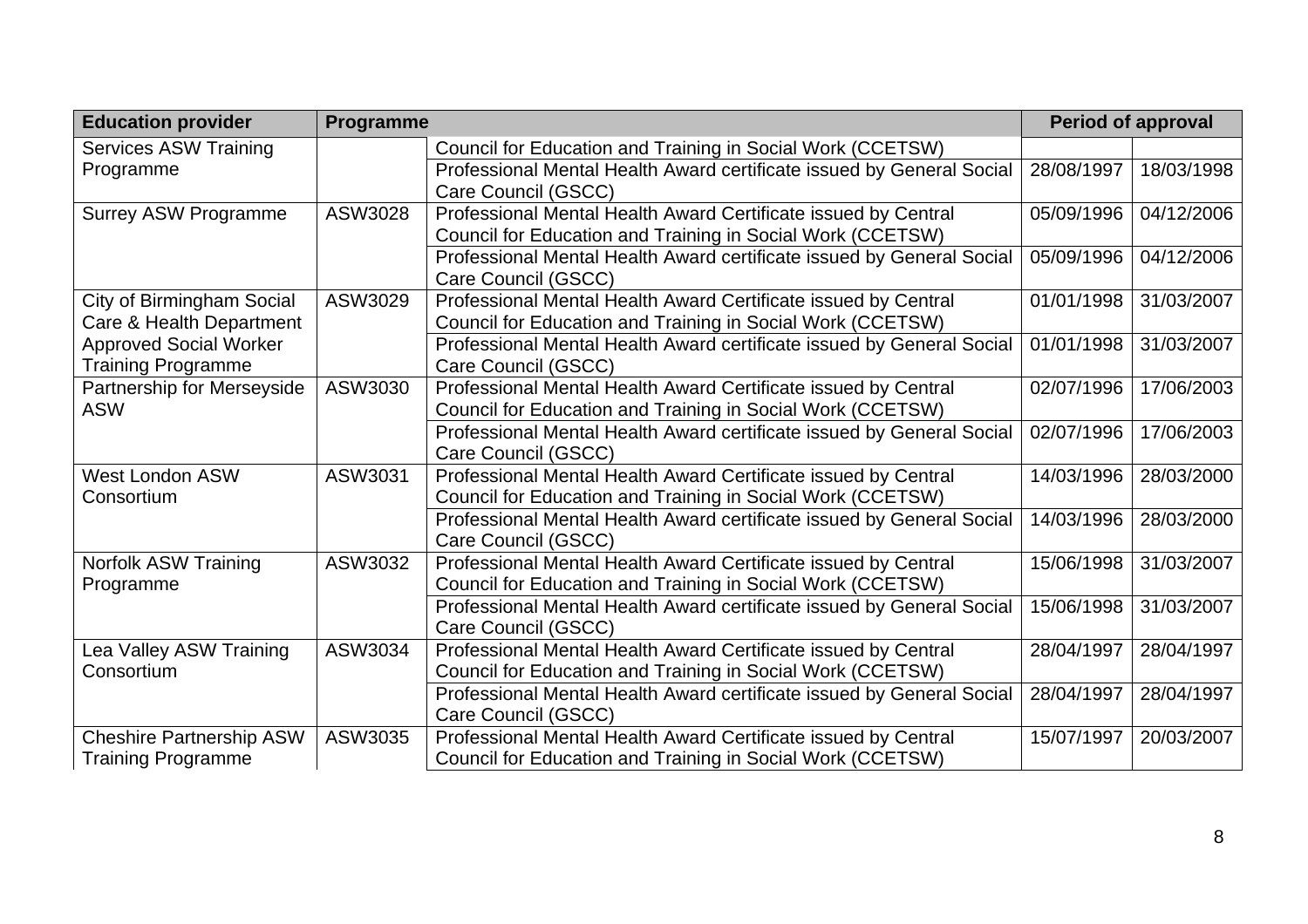| Education provider | Programme | | Period of approval | |
|---|---|---|---|---|
| Services ASW Training Programme | | Council for Education and Training in Social Work (CCETSW) | | |
| | | Professional Mental Health Award certificate issued by General Social Care Council (GSCC) | 28/08/1997 | 18/03/1998 |
| Surrey ASW Programme | ASW3028 | Professional Mental Health Award Certificate issued by Central Council for Education and Training in Social Work (CCETSW) | 05/09/1996 | 04/12/2006 |
| | | Professional Mental Health Award certificate issued by General Social Care Council (GSCC) | 05/09/1996 | 04/12/2006 |
| City of Birmingham Social Care & Health Department Approved Social Worker Training Programme | ASW3029 | Professional Mental Health Award Certificate issued by Central Council for Education and Training in Social Work (CCETSW) | 01/01/1998 | 31/03/2007 |
| | | Professional Mental Health Award certificate issued by General Social Care Council (GSCC) | 01/01/1998 | 31/03/2007 |
| Partnership for Merseyside ASW | ASW3030 | Professional Mental Health Award Certificate issued by Central Council for Education and Training in Social Work (CCETSW) | 02/07/1996 | 17/06/2003 |
| | | Professional Mental Health Award certificate issued by General Social Care Council (GSCC) | 02/07/1996 | 17/06/2003 |
| West London ASW Consortium | ASW3031 | Professional Mental Health Award Certificate issued by Central Council for Education and Training in Social Work (CCETSW) | 14/03/1996 | 28/03/2000 |
| | | Professional Mental Health Award certificate issued by General Social Care Council (GSCC) | 14/03/1996 | 28/03/2000 |
| Norfolk ASW Training Programme | ASW3032 | Professional Mental Health Award Certificate issued by Central Council for Education and Training in Social Work (CCETSW) | 15/06/1998 | 31/03/2007 |
| | | Professional Mental Health Award certificate issued by General Social Care Council (GSCC) | 15/06/1998 | 31/03/2007 |
| Lea Valley ASW Training Consortium | ASW3034 | Professional Mental Health Award Certificate issued by Central Council for Education and Training in Social Work (CCETSW) | 28/04/1997 | 28/04/1997 |
| | | Professional Mental Health Award certificate issued by General Social Care Council (GSCC) | 28/04/1997 | 28/04/1997 |
| Cheshire Partnership ASW Training Programme | ASW3035 | Professional Mental Health Award Certificate issued by Central Council for Education and Training in Social Work (CCETSW) | 15/07/1997 | 20/03/2007 |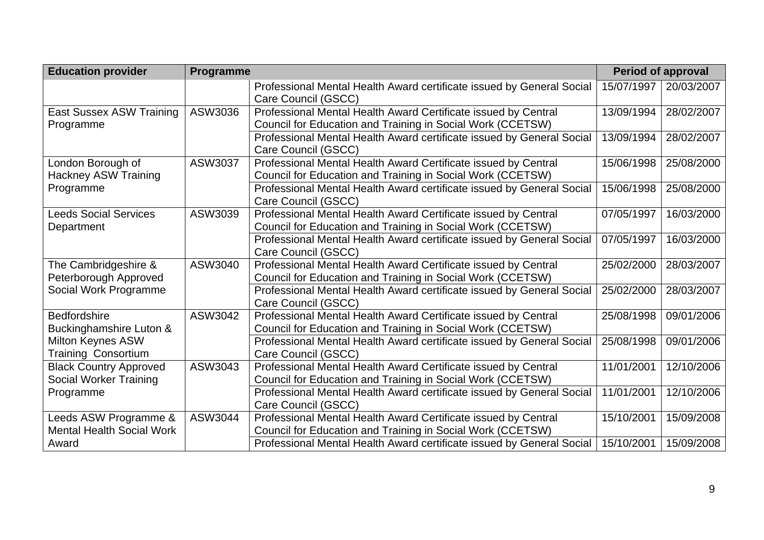| Education provider | Programme | | Period of approval | |
|---|---|---|---|---|
| | | Professional Mental Health Award certificate issued by General Social Care Council (GSCC) | 15/07/1997 | 20/03/2007 |
| East Sussex ASW Training Programme | ASW3036 | Professional Mental Health Award Certificate issued by Central Council for Education and Training in Social Work (CCETSW) | 13/09/1994 | 28/02/2007 |
| | | Professional Mental Health Award certificate issued by General Social Care Council (GSCC) | 13/09/1994 | 28/02/2007 |
| London Borough of Hackney ASW Training Programme | ASW3037 | Professional Mental Health Award Certificate issued by Central Council for Education and Training in Social Work (CCETSW) | 15/06/1998 | 25/08/2000 |
| | | Professional Mental Health Award certificate issued by General Social Care Council (GSCC) | 15/06/1998 | 25/08/2000 |
| Leeds Social Services Department | ASW3039 | Professional Mental Health Award Certificate issued by Central Council for Education and Training in Social Work (CCETSW) | 07/05/1997 | 16/03/2000 |
| | | Professional Mental Health Award certificate issued by General Social Care Council (GSCC) | 07/05/1997 | 16/03/2000 |
| The Cambridgeshire & Peterborough Approved Social Work Programme | ASW3040 | Professional Mental Health Award Certificate issued by Central Council for Education and Training in Social Work (CCETSW) | 25/02/2000 | 28/03/2007 |
| | | Professional Mental Health Award certificate issued by General Social Care Council (GSCC) | 25/02/2000 | 28/03/2007 |
| Bedfordshire Buckinghamshire Luton & Milton Keynes ASW Training Consortium | ASW3042 | Professional Mental Health Award Certificate issued by Central Council for Education and Training in Social Work (CCETSW) | 25/08/1998 | 09/01/2006 |
| | | Professional Mental Health Award certificate issued by General Social Care Council (GSCC) | 25/08/1998 | 09/01/2006 |
| Black Country Approved Social Worker Training Programme | ASW3043 | Professional Mental Health Award Certificate issued by Central Council for Education and Training in Social Work (CCETSW) | 11/01/2001 | 12/10/2006 |
| | | Professional Mental Health Award certificate issued by General Social Care Council (GSCC) | 11/01/2001 | 12/10/2006 |
| Leeds ASW Programme & Mental Health Social Work Award | ASW3044 | Professional Mental Health Award Certificate issued by Central Council for Education and Training in Social Work (CCETSW) | 15/10/2001 | 15/09/2008 |
| | | Professional Mental Health Award certificate issued by General Social | 15/10/2001 | 15/09/2008 |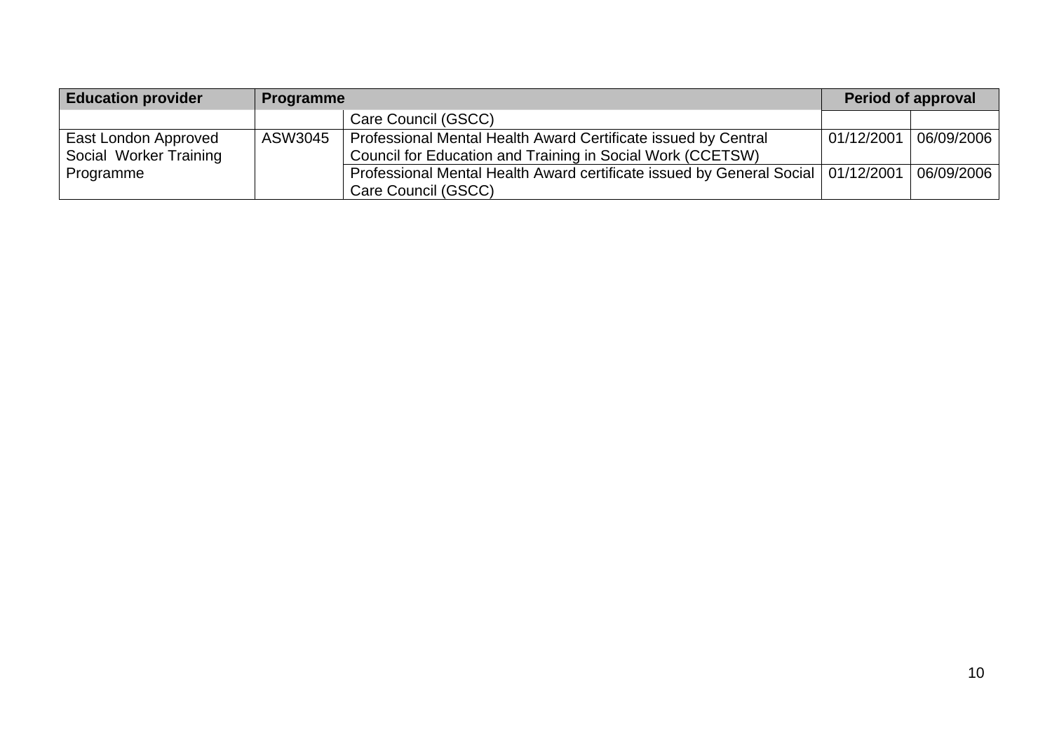| Education provider | Programme | | Period of approval | |
|---|---|---|---|---|
| | | Care Council (GSCC) | | |
| East London Approved Social Worker Training Programme | ASW3045 | Professional Mental Health Award Certificate issued by Central Council for Education and Training in Social Work (CCETSW) | 01/12/2001 | 06/09/2006 |
| | | Professional Mental Health Award certificate issued by General Social Care Council (GSCC) | 01/12/2001 | 06/09/2006 |